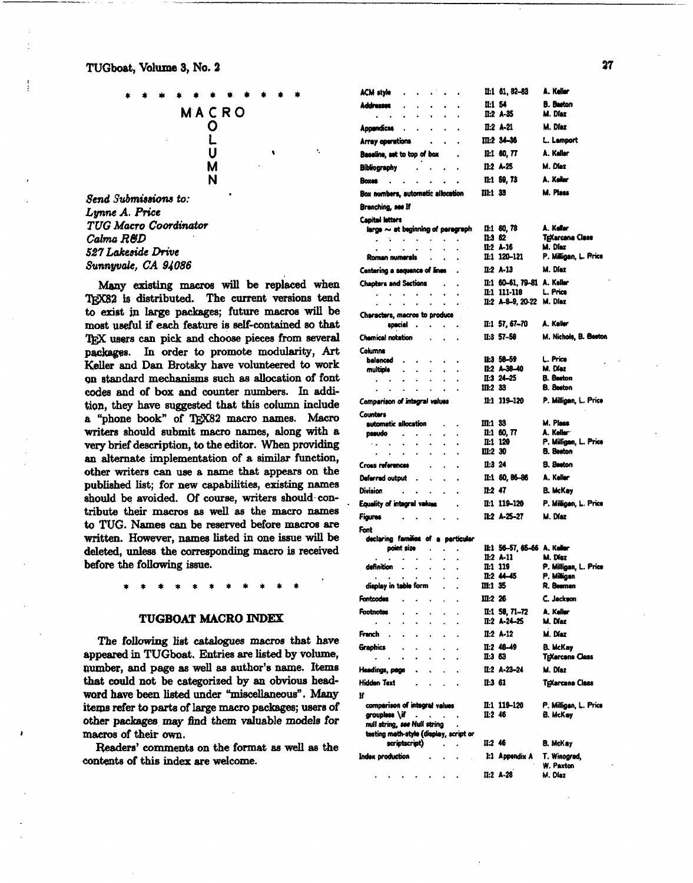\* \* \* \* \* \* \* \* \* \* \* \*

# MACRO COLUMN

*Send Submissions to:*
*Lynne A. Price*
*TUG Macro Coordinator*
*Calma R&D*
*527 Lakeside Drive*
*Sunnyvale, CA 94086*

Many existing macros will be replaced when TEX82 is distributed. The current versions tend to exist in large packages; future macros will be most useful if each feature is self-contained so that TEX users can pick and choose pieces from several packages. In order to promote modularity, Art Keller and Dan Brotsky have volunteered to work on standard mechanisms such as allocation of font codes and of box and counter numbers. In addition, they have suggested that this column include a "phone book" of TEX82 macro names. Macro writers should submit macro names, along with a very brief description, to the editor. When providing an alternate implementation of a similar function, other writers can use a name that appears on the published list; for new capabilities, existing names should be avoided. Of course, writers should contribute their macros as well as the macro names to TUG. Names can be reserved before macros are written. However, names listed in one issue will be deleted, unless the corresponding macro is received before the following issue.

\* \* \* \* \* \* \* \* \* \* \* \*

## TUGBOAT MACRO INDEX

The following list catalogues macros that have appeared in TUGboat. Entries are listed by volume, number, and page as well as author's name. Items that could not be categorized by an obvious headword have been listed under "miscellaneous". Many items refer to parts of large macro packages; users of other packages may find them valuable models for macros of their own.

Readers' comments on the format as well as the contents of this index are welcome.

| Topic | Location | Author |
|---|---|---|
| ACM style | II:1 61, 82–83 | A. Keller |
| Addresses | II:1 54 | B. Beeton |
| | II:2 A-35 | M. Díaz |
| Appendices | II:2 A-21 | M. Díaz |
| Array operations | III:2 34–36 | L. Lamport |
| Baseline, set to top of box | II:1 60, 77 | A. Keller |
| Bibliography | II:2 A-25 | M. Díaz |
| Boxes | II:1 59, 73 | A. Keller |
| Box numbers, automatic allocation | III:1 33 | M. Plass |
| Branching, see If | | |
| Capital letters | | |
| large ~ at beginning of paragraph | II:1 60, 78 | A. Keller |
| | II:3 62 | TEXarcana Class |
| | II:2 A-16 | M. Díaz |
| Roman numerals | II:1 120–121 | P. Milligan, L. Price |
| Centering a sequence of lines | II:2 A-13 | M. Díaz |
| Chapters and Sections | II:1 60–61, 79–81 | A. Keller |
| | II:1 111–118 | L. Price |
| | II:2 A-8–9, 20–22 | M. Díaz |
| Characters, macros to produce special | II:1 57, 67–70 | A. Keller |
| Chemical notation | II:3 57–58 | M. Nichols, B. Beeton |
| Columns | | |
| balanced | II:3 58–59 | L. Price |
| multiple | II:2 A-38–40 | M. Díaz |
| | II:3 24–25 | B. Beeton |
| | III:2 33 | B. Beeton |
| Comparison of integral values | II:1 119–120 | P. Milligan, L. Price |
| Counters | | |
| automatic allocation | III:1 33 | M. Plass |
| pseudo | II:1 60, 77 | A. Keller |
| | II:1 120 | P. Milligan, L. Price |
| | III:2 30 | B. Beeton |
| Cross references | II:3 24 | B. Beeton |
| Deferred output | II:1 60, 86–86 | A. Keller |
| Division | II:2 47 | B. McKay |
| Equality of integral values | II:1 119–120 | P. Milligan, L. Price |
| Figures | II:2 A-25–27 | M. Díaz |
| Font | | |
| declaring families of a particular point size | II:1 56–57, 65–66 | A. Keller |
| | II:2 A-11 | M. Díaz |
| definition | II:1 119 | P. Milligan, L. Price |
| | II:2 44–45 | P. Milligan |
| display in table form | III:1 35 | R. Beeman |
| Fontcodes | III:2 26 | C. Jackson |
| Footnotes | II:1 58, 71–72 | A. Keller |
| | II:2 A-24–25 | M. Díaz |
| French | II:2 A-12 | M. Díaz |
| Graphics | II:2 48–49 | B. McKay |
| | II:3 63 | TEXarcana Class |
| Headings, page | II:2 A-23–24 | M. Díaz |
| Hidden Text | II:3 61 | TEXarcana Class |
| If | | |
| comparison of integral values | II:1 119–120 | P. Milligan, L. Price |
| groupless \if | II:2 46 | B. McKay |
| null string, see Null string | | |
| testing math-style (display, script or scriptscript) | II:2 46 | B. McKay |
| Index production | I:1 Appendix A | T. Winograd, W. Paxton |
| | II:2 A-28 | M. Díaz |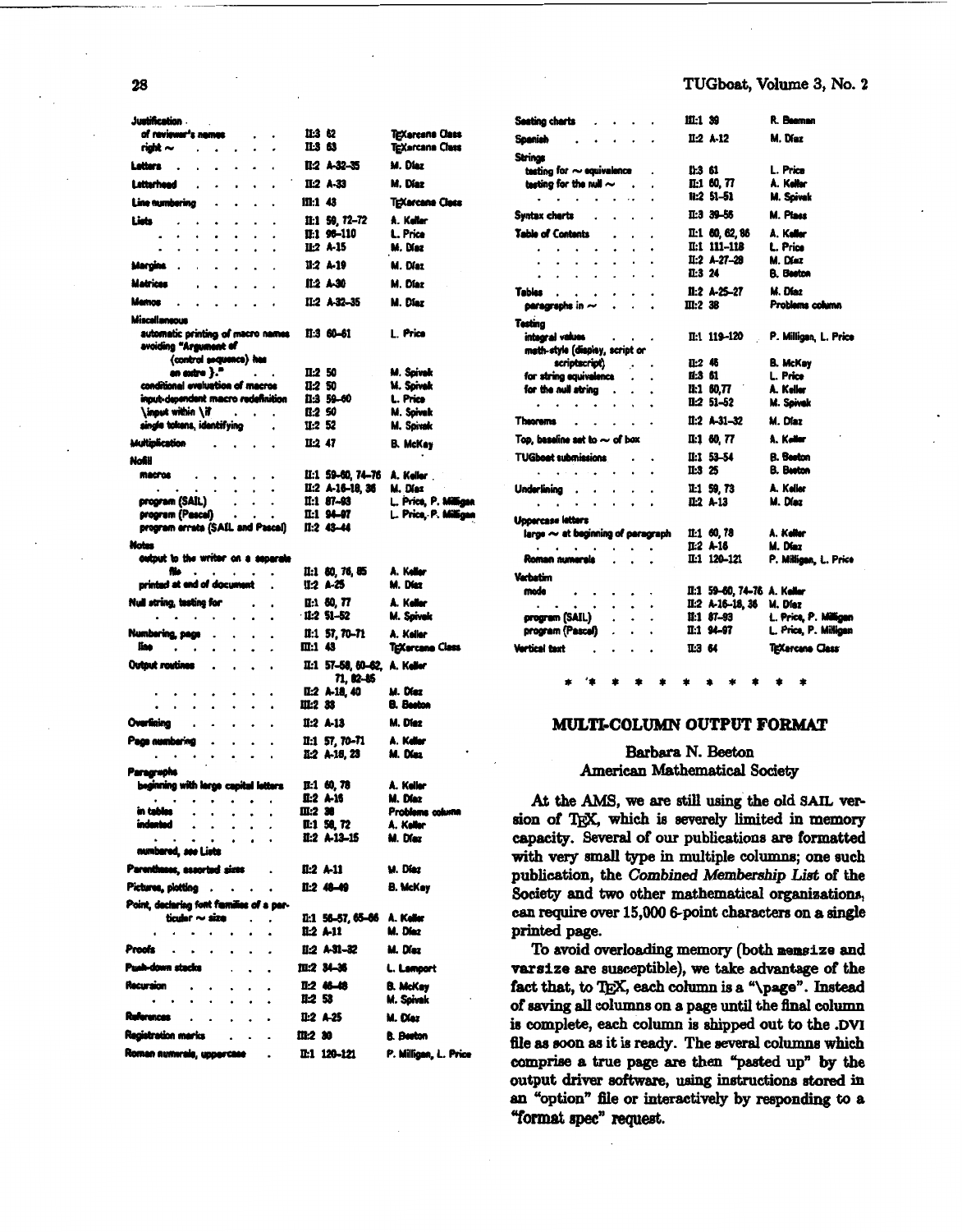| | | |
|---|---|---|
| **Justification** | | |
| of reviewer's names | II:3 62 | TEXarcana Class |
| right ~ | II:3 63 | TEXarcana Class |
| **Letters** | II:2 A-32–35 | M. Díaz |
| **Letterhead** | II:2 A-33 | M. Díaz |
| **Line numbering** | III:1 43 | TEXarcana Class |
| **Lists** | II:1 59, 72–72 | A. Keller |
| | II:1 96–110 | L. Price |
| | II:2 A-15 | M. Díaz |
| **Margins** | II:2 A-19 | M. Díaz |
| **Matrices** | II:2 A-30 | M. Díaz |
| **Memos** | II:2 A-32–35 | M. Díaz |
| **Miscellaneous** | | |
| automatic printing of macro names | II:3 60–61 | L. Price |
| avoiding "Argument of (control sequence) has an extra }." | II:2 50 | M. Spivak |
| conditional evaluation of macros | II:2 50 | M. Spivak |
| input-dependent macro redefinition | II:3 59–60 | L. Price |
| \input within \if | II:2 50 | M. Spivak |
| single tokens, identifying | II:2 52 | M. Spivak |
| **Multiplication** | II:2 47 | B. McKay |
| **Nofill** | | |
| macros | II:1 59–60, 74–76 | A. Keller |
| | II:2 A-16–18, 36 | M. Díaz |
| program (SAIL) | II:1 87–93 | L. Price, P. Milligan |
| program (Pascal) | II:1 94–97 | L. Price, P. Milligan |
| program errata (SAIL and Pascal) | II:2 43–44 | |
| **Notes** | | |
| output to the writer on a separate file | II:1 60, 76, 85 | A. Keller |
| printed at end of document | II:2 A-25 | M. Díaz |
| **Null string, testing for** | II:1 60, 77 | A. Keller |
| | II:2 51–52 | M. Spivak |
| **Numbering, page** | II:1 57, 70–71 | A. Keller |
| line | III:1 43 | TEXarcana Class |
| **Output routines** | II:1 57–58, 60–62, 71, 82–85 | A. Keller |
| | II:2 A-18, 40 | M. Díaz |
| | III:2 33 | B. Beeton |
| **Overlining** | II:2 A-13 | M. Díaz |
| **Page numbering** | II:1 57, 70–71 | A. Keller |
| | II:2 A-18, 23 | M. Díaz |
| **Paragraphs** | | |
| beginning with large capital letters | II:1 60, 78 | A. Keller |
| | II:2 A-16 | M. Díaz |
| in tables | III:2 38 | Problems column |
| indented | II:1 58, 72 | A. Keller |
| | II:2 A-13–15 | M. Díaz |
| numbered, see Lists | | |
| **Parentheses, assorted sizes** | II:2 A-11 | M. Díaz |
| **Pictures, plotting** | II:2 48–49 | B. McKay |
| **Point, declaring font families of a particular ~ size** | II:1 56–57, 65–66 | A. Keller |
| | II:2 A-11 | M. Díaz |
| **Proofs** | II:2 A-31–32 | M. Díaz |
| **Push-down stacks** | III:2 34–36 | L. Lamport |
| **Recursion** | II:2 46–48 | B. McKay |
| | II:2 53 | M. Spivak |
| **References** | II:2 A-25 | M. Díaz |
| **Registration marks** | III:2 30 | B. Beeton |
| **Roman numerals, uppercase** | II:1 120–121 | P. Milligan, L. Price |
| **Seating charts** | III:1 39 | R. Beeman |
| **Spanish** | II:2 A-12 | M. Díaz |
| **Strings** | | |
| testing for ~ equivalence | II:3 61 | L. Price |
| testing for the null ~ | II:1 60, 77 | A. Keller |
| | II:2 51–51 | M. Spivak |
| **Syntax charts** | II:3 39–56 | M. Plass |
| **Table of Contents** | II:1 60, 62, 86 | A. Keller |
| | II:1 111–118 | L. Price |
| | II:2 A-27–29 | M. Díaz |
| | II:3 24 | B. Beeton |
| **Tables** | II:2 A-25–27 | M. Díaz |
| paragraphs in ~ | III:2 38 | Problems column |
| **Testing** | | |
| integral values | II:1 119–120 | P. Milligan, L. Price |
| math-style (display, script or scriptscript) | II:2 46 | B. McKay |
| for string equivalence | II:3 61 | L. Price |
| for the null string | II:1 60, 77 | A. Keller |
| | II:2 51–52 | M. Spivak |
| **Theorems** | II:2 A-31–32 | M. Díaz |
| **Top, baseline set to ~ of box** | II:1 60, 77 | A. Keller |
| **TUGboat submissions** | II:1 53–54 | B. Beeton |
| | II:3 25 | B. Beeton |
| **Underlining** | II:1 59, 73 | A. Keller |
| | II:2 A-13 | M. Díaz |
| **Uppercase letters** | | |
| large ~ at beginning of paragraph | II:1 60, 78 | A. Keller |
| | II:2 A-16 | M. Díaz |
| Roman numerals | II:1 120–121 | P. Milligan, L. Price |
| **Verbatim** | | |
| mode | II:1 59–60, 74–76 | A. Keller |
| | II:2 A-16–18, 36 | M. Díaz |
| program (SAIL) | II:1 87–93 | L. Price, P. Milligan |
| program (Pascal) | II:1 94–97 | L. Price, P. Milligan |
| **Vertical text** | II:3 64 | TEXarcana Class |

\* \* \* \* \* \* \* \* \* \* \*

## MULTI-COLUMN OUTPUT FORMAT

Barbara N. Beeton
American Mathematical Society

At the AMS, we are still using the old SAIL version of TEX, which is severely limited in memory capacity. Several of our publications are formatted with very small type in multiple columns; one such publication, the *Combined Membership List* of the Society and two other mathematical organizations, can require over 15,000 6-point characters on a single printed page.

To avoid overloading memory (both `memsize` and `varsize` are susceptible), we take advantage of the fact that, to TEX, each column is a "\page". Instead of saving all columns on a page until the final column is complete, each column is shipped out to the .DVI file as soon as it is ready. The several columns which comprise a true page are then "pasted up" by the output driver software, using instructions stored in an "option" file or interactively by responding to a "format spec" request.